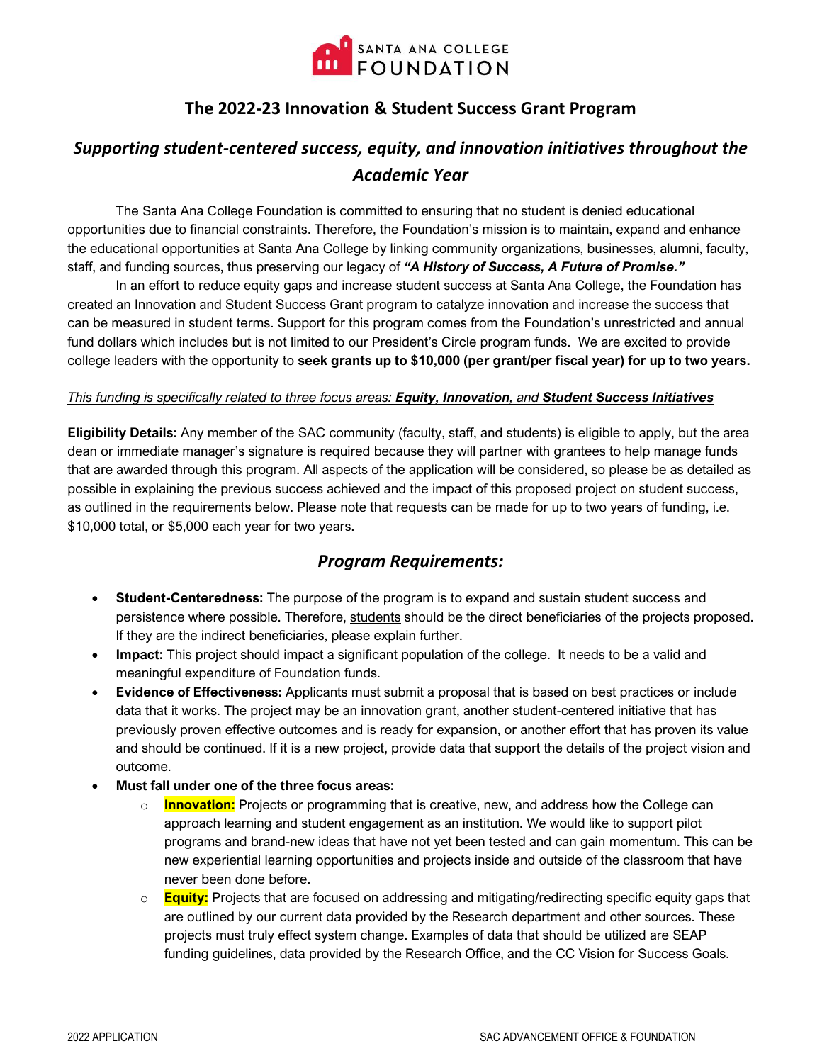SANTA ANA COLLEGE FOUNDATION

## The 2022-23 Innovation & Student Success Grant Program

## *Supporting student-centered success, equity, and innovation initiatives throughout the Academic Year*

The Santa Ana College Foundation is committed to ensuring that no student is denied educational opportunities due to financial constraints. Therefore, the Foundation's mission is to maintain, expand and enhance the educational opportunities at Santa Ana College by linking community organizations, businesses, alumni, faculty, staff, and funding sources, thus preserving our legacy of ***"A History of Success, A Future of Promise."***

In an effort to reduce equity gaps and increase student success at Santa Ana College, the Foundation has created an Innovation and Student Success Grant program to catalyze innovation and increase the success that can be measured in student terms. Support for this program comes from the Foundation's unrestricted and annual fund dollars which includes but is not limited to our President's Circle program funds. We are excited to provide college leaders with the opportunity to **seek grants up to $10,000 (per grant/per fiscal year) for up to two years.**

<u>*This funding is specifically related to three focus areas: **Equity, Innovation**, and **Student Success Initiatives***</u>

**Eligibility Details:** Any member of the SAC community (faculty, staff, and students) is eligible to apply, but the area dean or immediate manager's signature is required because they will partner with grantees to help manage funds that are awarded through this program. All aspects of the application will be considered, so please be as detailed as possible in explaining the previous success achieved and the impact of this proposed project on student success, as outlined in the requirements below. Please note that requests can be made for up to two years of funding, i.e. $10,000 total, or $5,000 each year for two years.

## *Program Requirements:*

- **Student-Centeredness:** The purpose of the program is to expand and sustain student success and persistence where possible. Therefore, <u>students</u> should be the direct beneficiaries of the projects proposed. If they are the indirect beneficiaries, please explain further.
- **Impact:** This project should impact a significant population of the college. It needs to be a valid and meaningful expenditure of Foundation funds.
- **Evidence of Effectiveness:** Applicants must submit a proposal that is based on best practices or include data that it works. The project may be an innovation grant, another student-centered initiative that has previously proven effective outcomes and is ready for expansion, or another effort that has proven its value and should be continued. If it is a new project, provide data that support the details of the project vision and outcome.
- **Must fall under one of the three focus areas:**
  - **Innovation:** Projects or programming that is creative, new, and address how the College can approach learning and student engagement as an institution. We would like to support pilot programs and brand-new ideas that have not yet been tested and can gain momentum. This can be new experiential learning opportunities and projects inside and outside of the classroom that have never been done before.
  - **Equity:** Projects that are focused on addressing and mitigating/redirecting specific equity gaps that are outlined by our current data provided by the Research department and other sources. These projects must truly effect system change. Examples of data that should be utilized are SEAP funding guidelines, data provided by the Research Office, and the CC Vision for Success Goals.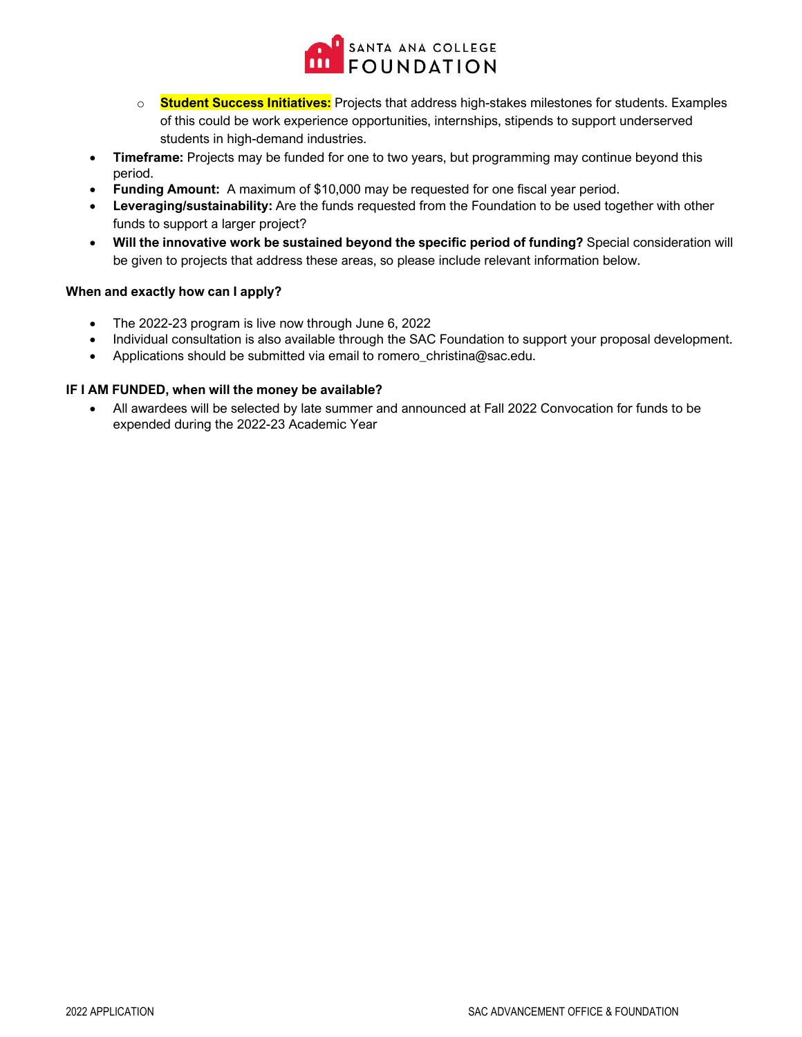- **Student Success Initiatives:** Projects that address high-stakes milestones for students. Examples of this could be work experience opportunities, internships, stipends to support underserved students in high-demand industries.
- **Timeframe:** Projects may be funded for one to two years, but programming may continue beyond this period.
- **Funding Amount:** A maximum of $10,000 may be requested for one fiscal year period.
- **Leveraging/sustainability:** Are the funds requested from the Foundation to be used together with other funds to support a larger project?
- **Will the innovative work be sustained beyond the specific period of funding?** Special consideration will be given to projects that address these areas, so please include relevant information below.

**When and exactly how can I apply?**

- The 2022-23 program is live now through June 6, 2022
- Individual consultation is also available through the SAC Foundation to support your proposal development.
- Applications should be submitted via email to romero_christina@sac.edu.

**IF I AM FUNDED, when will the money be available?**

- All awardees will be selected by late summer and announced at Fall 2022 Convocation for funds to be expended during the 2022-23 Academic Year